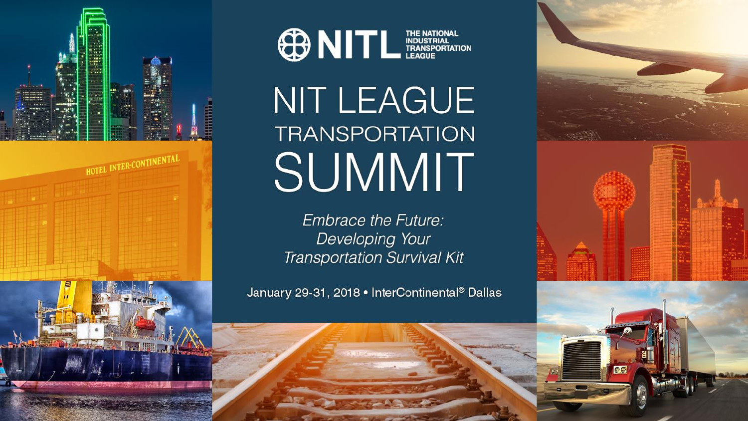NITL THE NATIONAL INDUSTRIAL TRANSPORTATION LEAGUE

# NIT LEAGUE TRANSPORTATION SUMMIT

*Embrace the Future: Developing Your Transportation Survival Kit*

January 29-31, 2018 • InterContinental® Dallas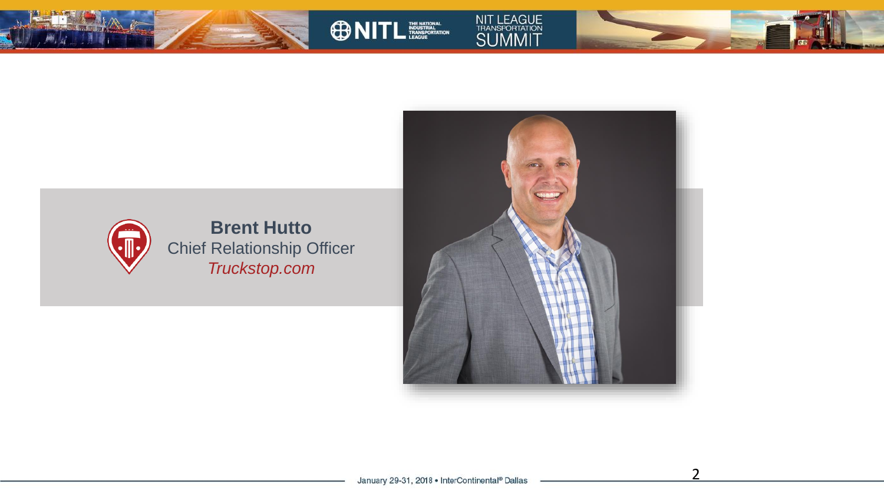**Brent Hutto**

Chief Relationship Officer

*Truckstop.com*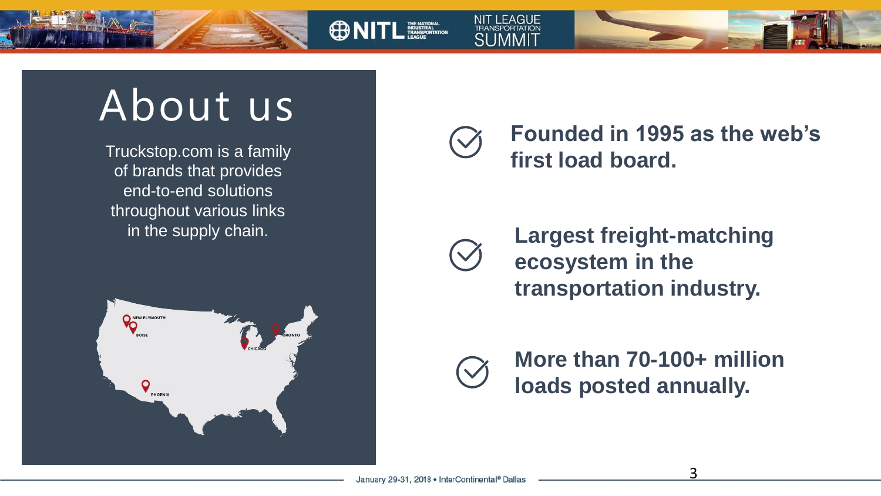# About us

Truckstop.com is a family of brands that provides end-to-end solutions throughout various links in the supply chain.

NEW PLYMOUTH
BOISE
CHICAGO
TORONTO
PHOENIX

- **Founded in 1995 as the web's first load board.**
- **Largest freight-matching ecosystem in the transportation industry.**
- **More than 70-100+ million loads posted annually.**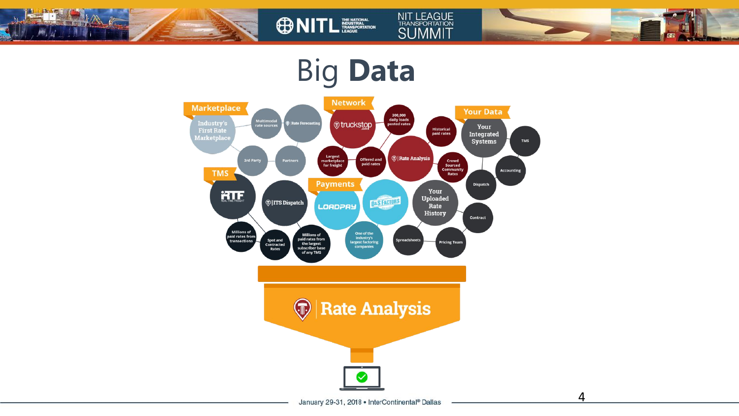# Big Data

## Marketplace

- Industry's First Rate Marketplace
- Multimodal rate sources
- Rate Forecasting
- 3rd Party
- Partners

## Network

- truckstop.com
- 300,000 daily loads posted rates
- Largest marketplace for freight
- Offered and paid rates
- Rate Analysis
- Historical paid rates
- Crowd Sourced Community Rates

## Your Data

- Your Integrated Systems
- TMS
- Accounting
- Dispatch
- Your Uploaded Rate History
- Contract
- Spreadsheets
- Pricing Team

## TMS

- RTF Real Time Freight
- ITS Dispatch
- Millions of paid rates from transactions
- Spot and Contracted Rates
- Millions of paid rates from the largest subscriber base of any TMS

## Payments

- LOADPAY
- D&S Factors
- One of the industry's largest factoring companies

## Rate Analysis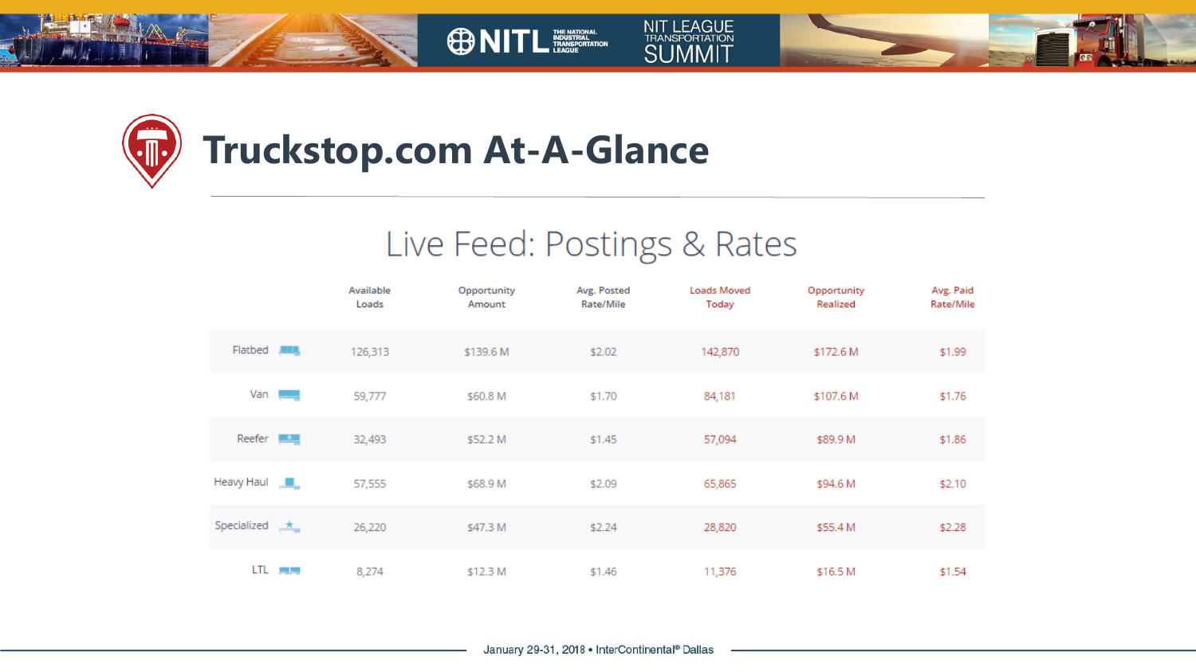# Truckstop.com At-A-Glance

## Live Feed: Postings & Rates

| | Available Loads | Opportunity Amount | Avg. Posted Rate/Mile | Loads Moved Today | Opportunity Realized | Avg. Paid Rate/Mile |
|---|---|---|---|---|---|---|
| Flatbed | 126,313 | $139.6 M | $2.02 | 142,870 | $172.6 M | $1.99 |
| Van | 59,777 | $60.8 M | $1.70 | 84,181 | $107.6 M | $1.76 |
| Reefer | 32,493 | $52.2 M | $1.45 | 57,094 | $89.9 M | $1.86 |
| Heavy Haul | 57,555 | $68.9 M | $2.09 | 65,865 | $94.6 M | $2.10 |
| Specialized | 26,220 | $47.3 M | $2.24 | 28,820 | $55.4 M | $2.28 |
| LTL | 8,274 | $12.3 M | $1.46 | 11,376 | $16.5 M | $1.54 |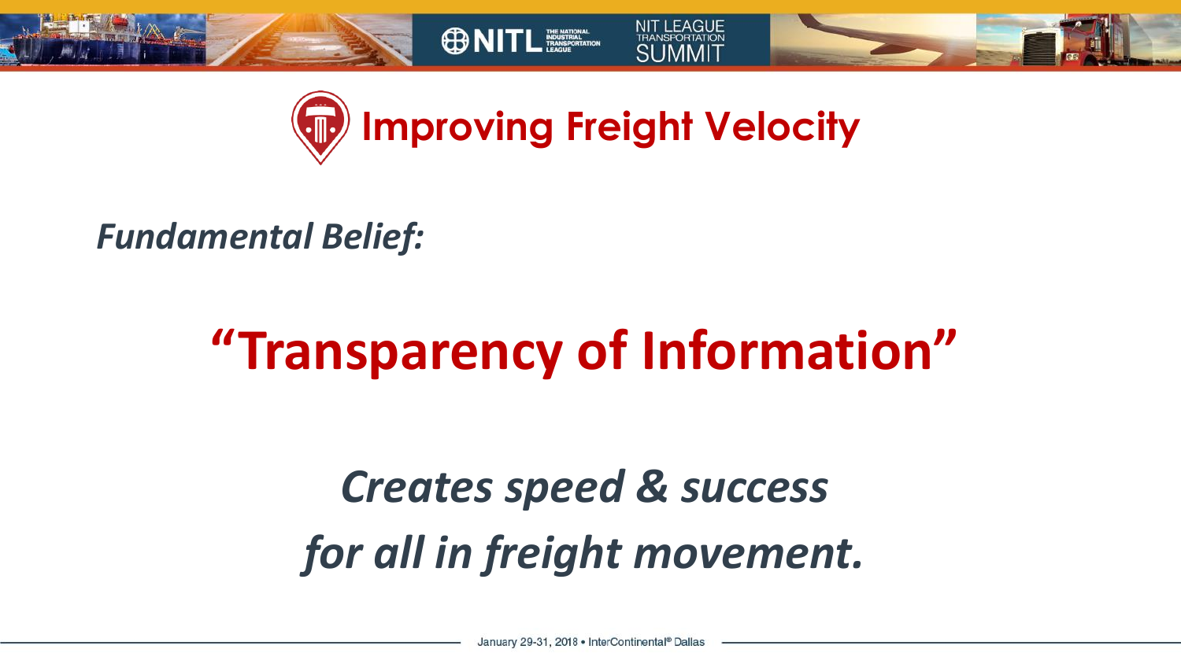# Improving Freight Velocity

***Fundamental Belief:***

## "Transparency of Information"

***Creates speed & success for all in freight movement.***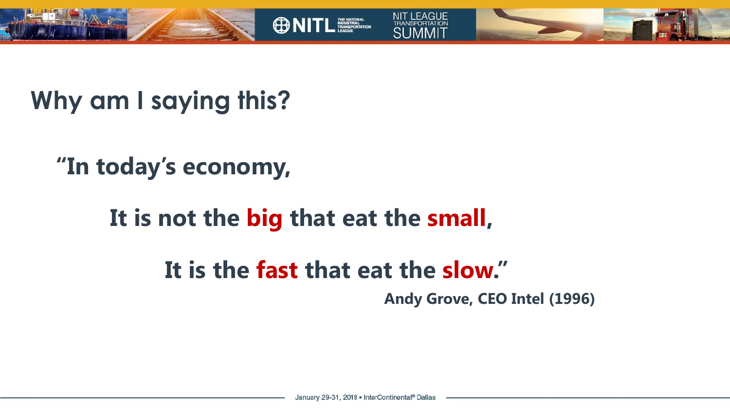## Why am I saying this?

> **"In today's economy,**
>
> **It is not the big that eat the small,**
>
> **It is the fast that eat the slow."**
>
> **Andy Grove, CEO Intel (1996)**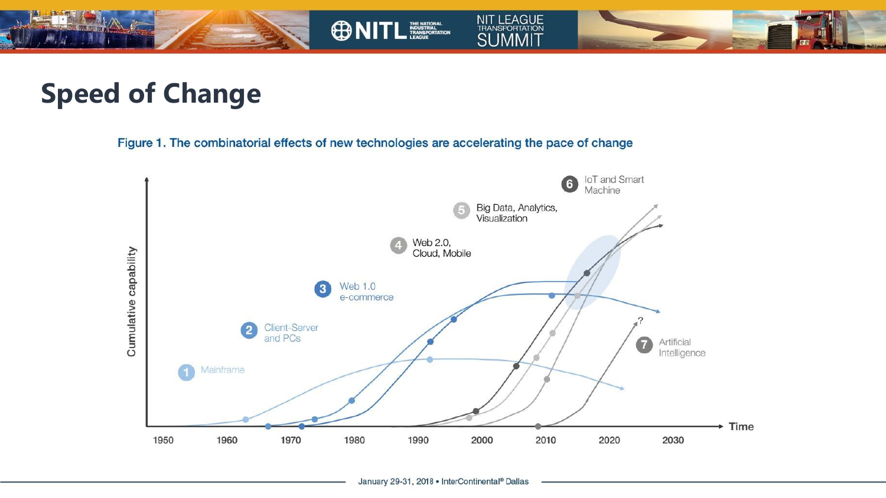# Speed of Change

Figure 1. The combinatorial effects of new technologies are accelerating the pace of change

Cumulative capability

1 Mainframe
2 Client-Server and PCs
3 Web 1.0 e-commerce
4 Web 2.0, Cloud, Mobile
5 Big Data, Analytics, Visualization
6 IoT and Smart Machine
7 Artificial Intelligence

?

1950 1960 1970 1980 1990 2000 2010 2020 2030

Time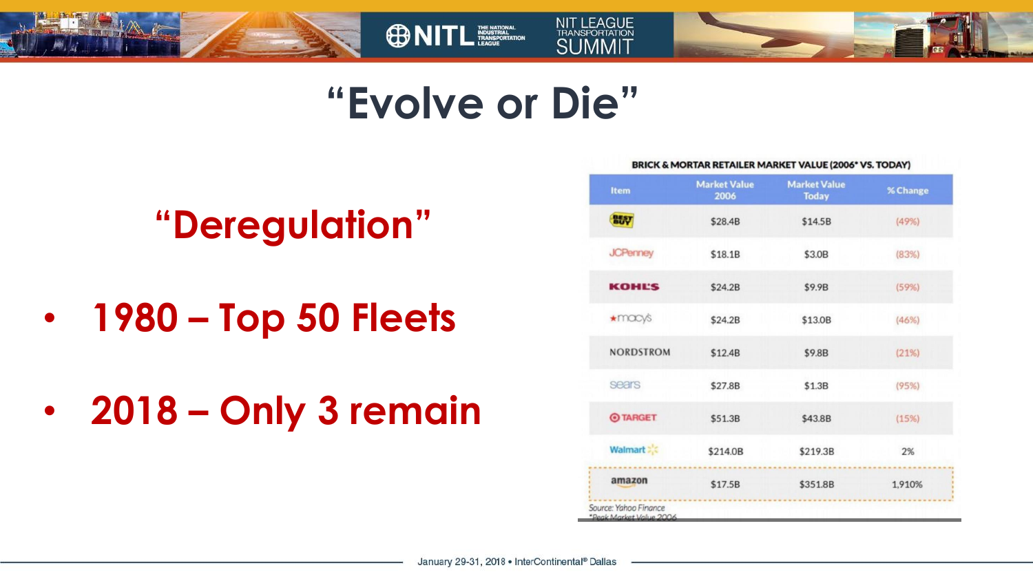# "Evolve or Die"

## "Deregulation"

- **1980 – Top 50 Fleets**
- **2018 – Only 3 remain**

**BRICK & MORTAR RETAILER MARKET VALUE (2006* VS. TODAY)**

| Item | Market Value 2006 | Market Value Today | % Change |
|---|---|---|---|
| Best Buy | $28.4B | $14.5B | (49%) |
| JCPenney | $18.1B | $3.0B | (83%) |
| KOHL'S | $24.2B | $9.9B | (59%) |
| macy's | $24.2B | $13.0B | (46%) |
| NORDSTROM | $12.4B | $9.8B | (21%) |
| sears | $27.8B | $1.3B | (95%) |
| TARGET | $51.3B | $43.8B | (15%) |
| Walmart | $214.0B | $219.3B | 2% |
| amazon | $17.5B | $351.8B | 1,910% |

Source: Yahoo Finance
*Peak Market Value 2006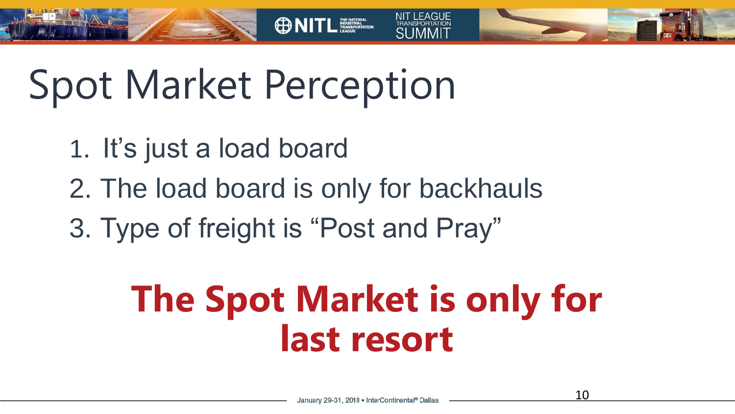# Spot Market Perception

1. It's just a load board
2. The load board is only for backhauls
3. Type of freight is "Post and Pray"

**The Spot Market is only for last resort**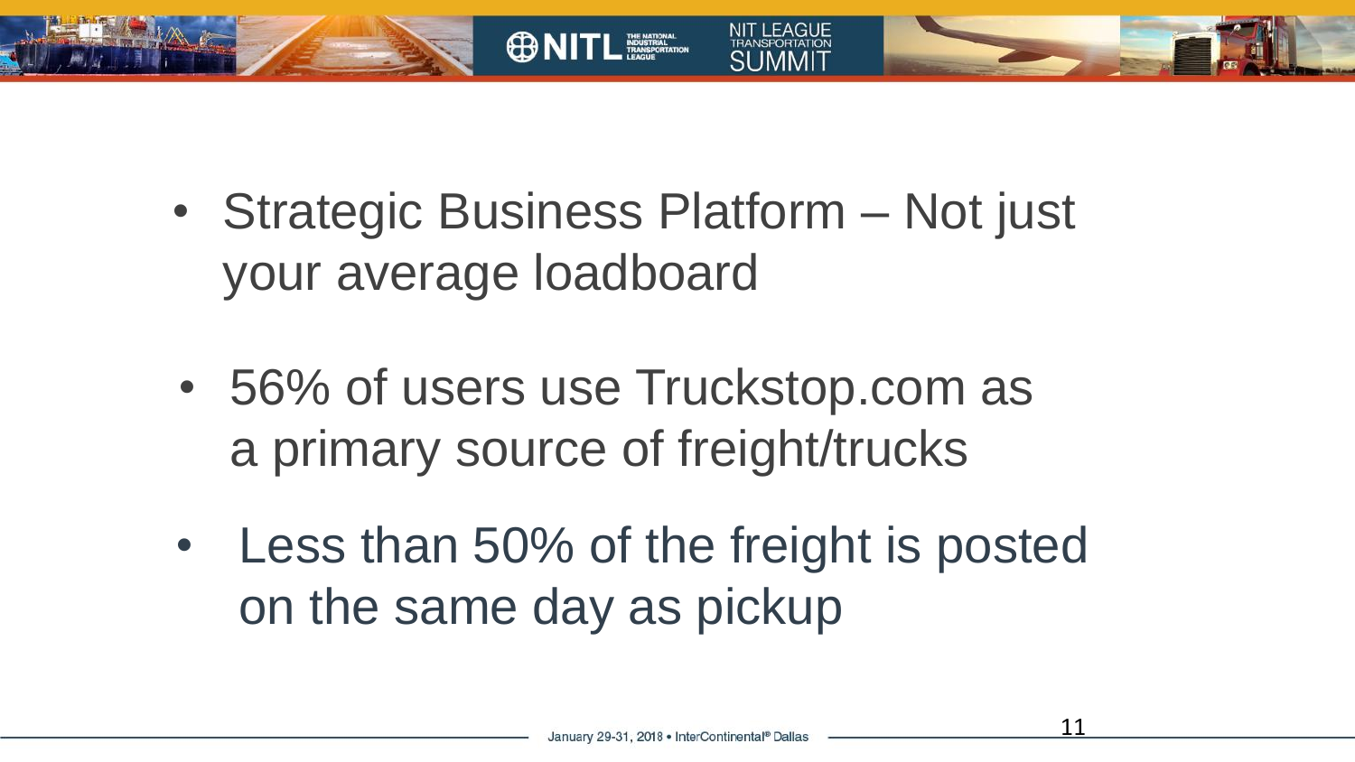- Strategic Business Platform – Not just your average loadboard

- 56% of users use Truckstop.com as a primary source of freight/trucks

- Less than 50% of the freight is posted on the same day as pickup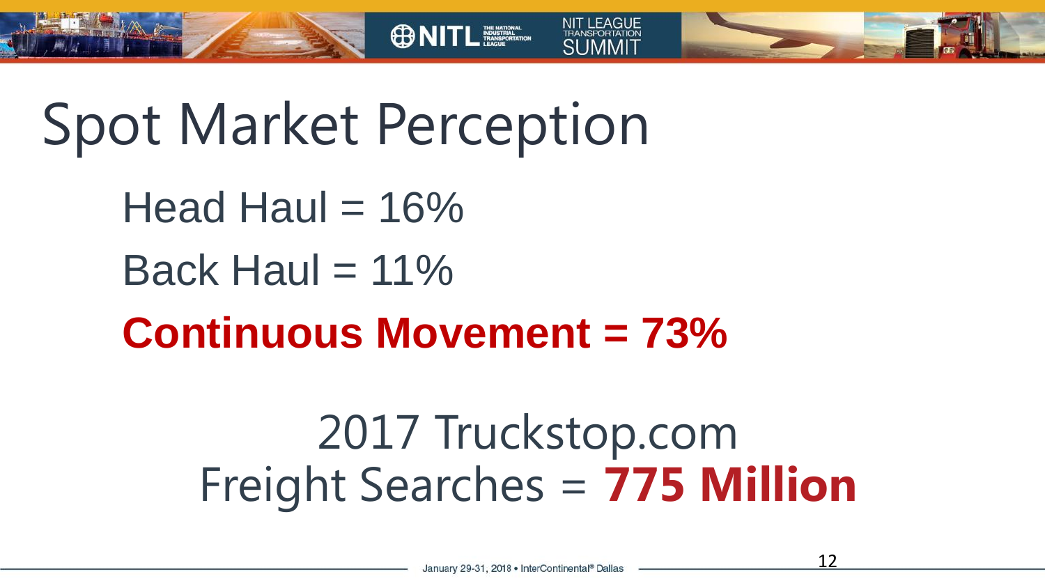# Spot Market Perception

Head Haul = 16%

Back Haul = 11%

**Continuous Movement = 73%**

2017 Truckstop.com
Freight Searches = **775 Million**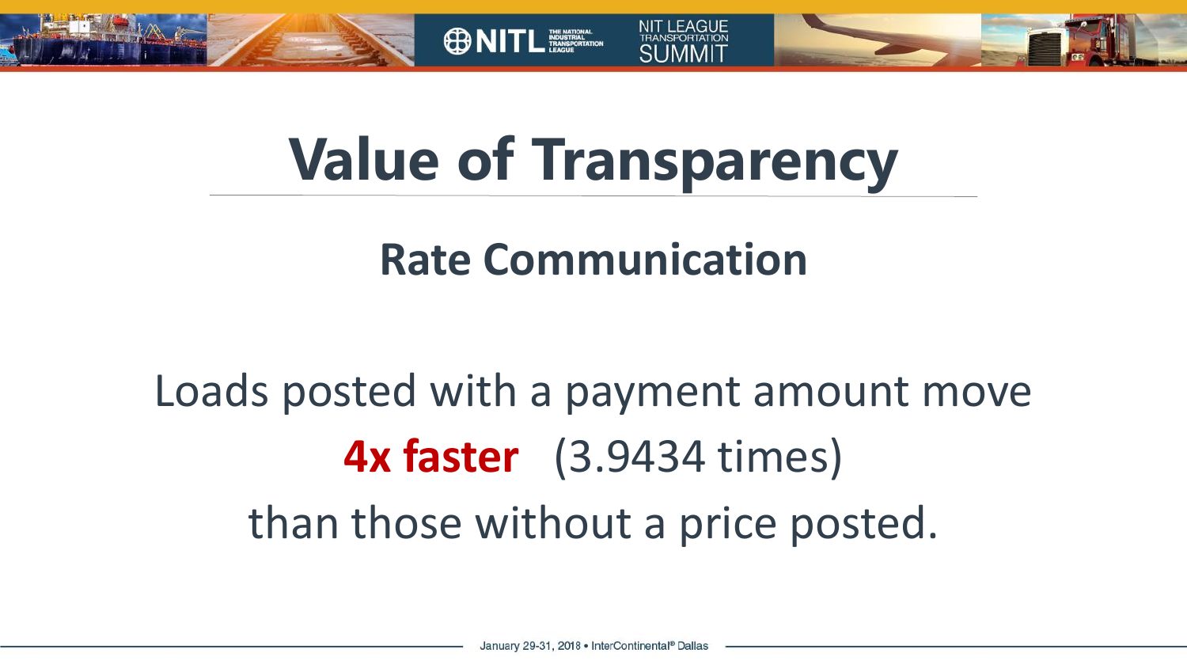# Value of Transparency

## Rate Communication

Loads posted with a payment amount move **4x faster** (3.9434 times) than those without a price posted.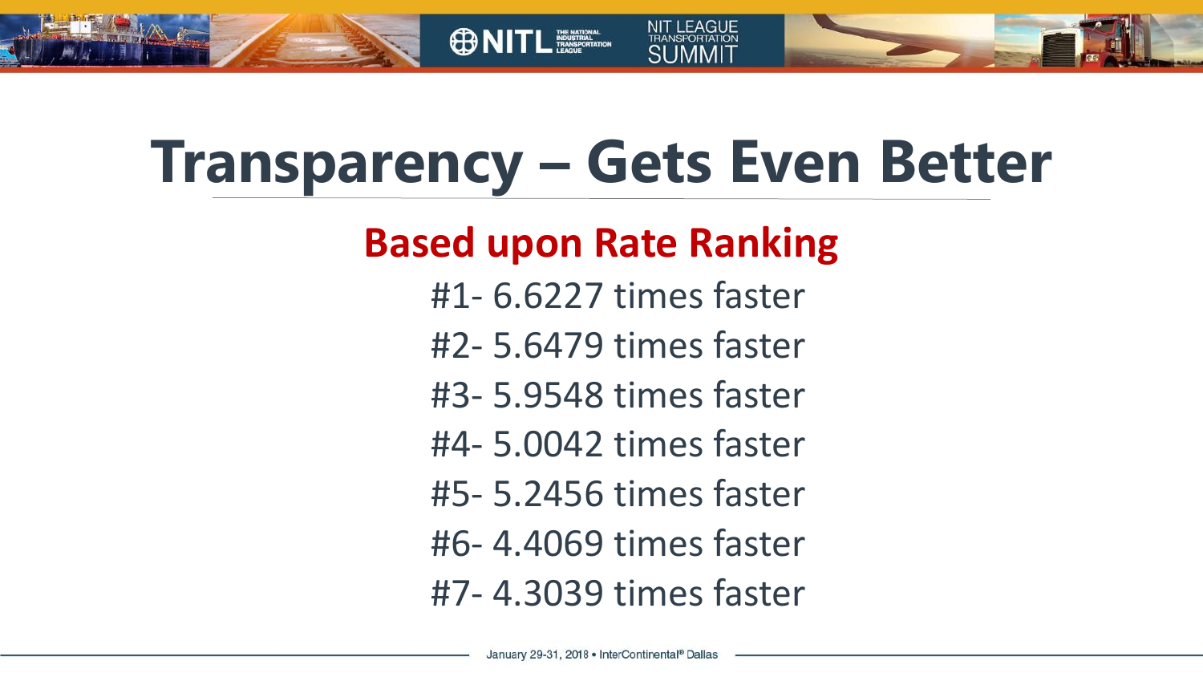# Transparency – Gets Even Better

## Based upon Rate Ranking

#1- 6.6227 times faster

#2- 5.6479 times faster

#3- 5.9548 times faster

#4- 5.0042 times faster

#5- 5.2456 times faster

#6- 4.4069 times faster

#7- 4.3039 times faster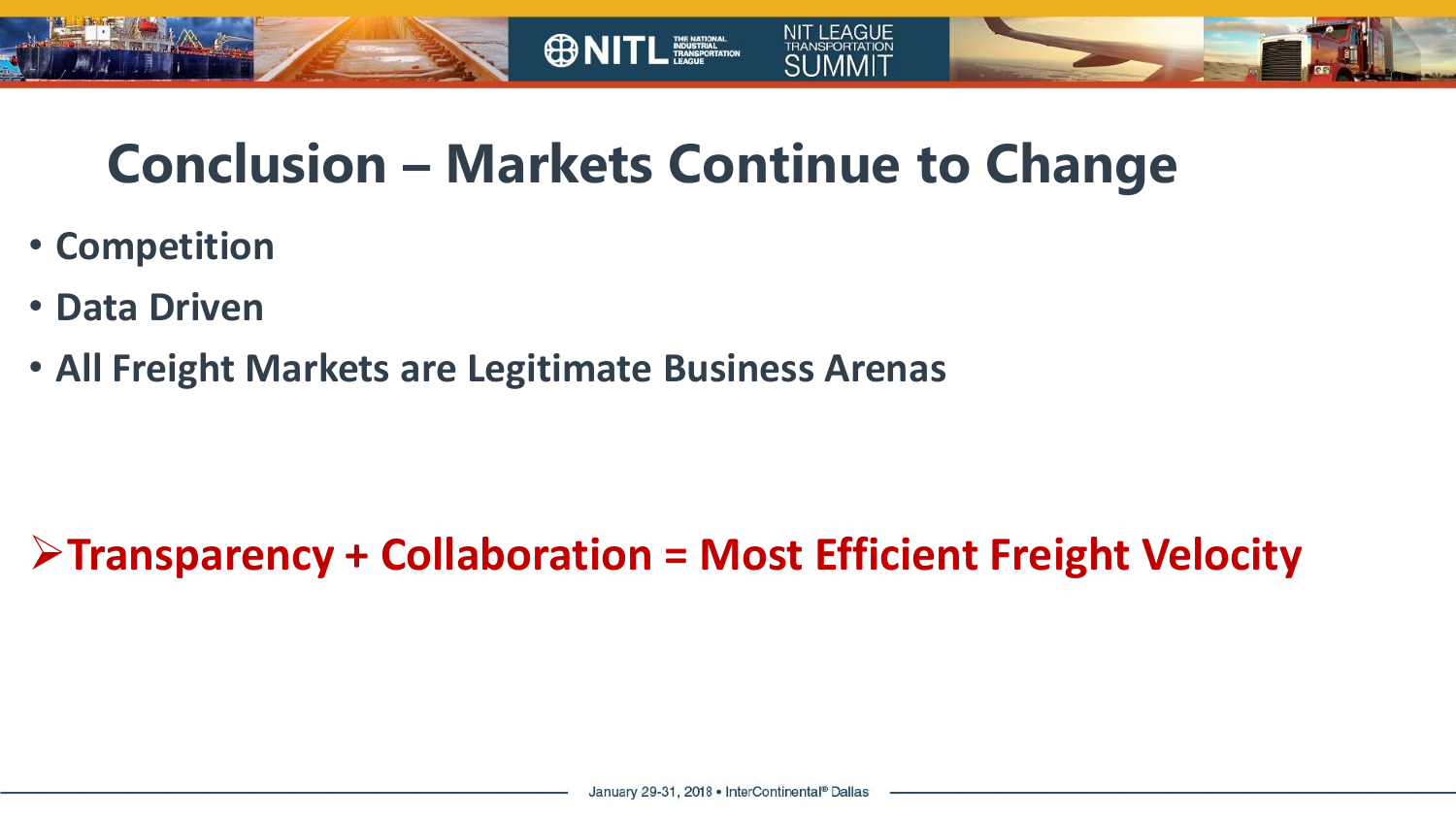# Conclusion – Markets Continue to Change

- Competition
- Data Driven
- All Freight Markets are Legitimate Business Arenas

➢ **Transparency + Collaboration = Most Efficient Freight Velocity**